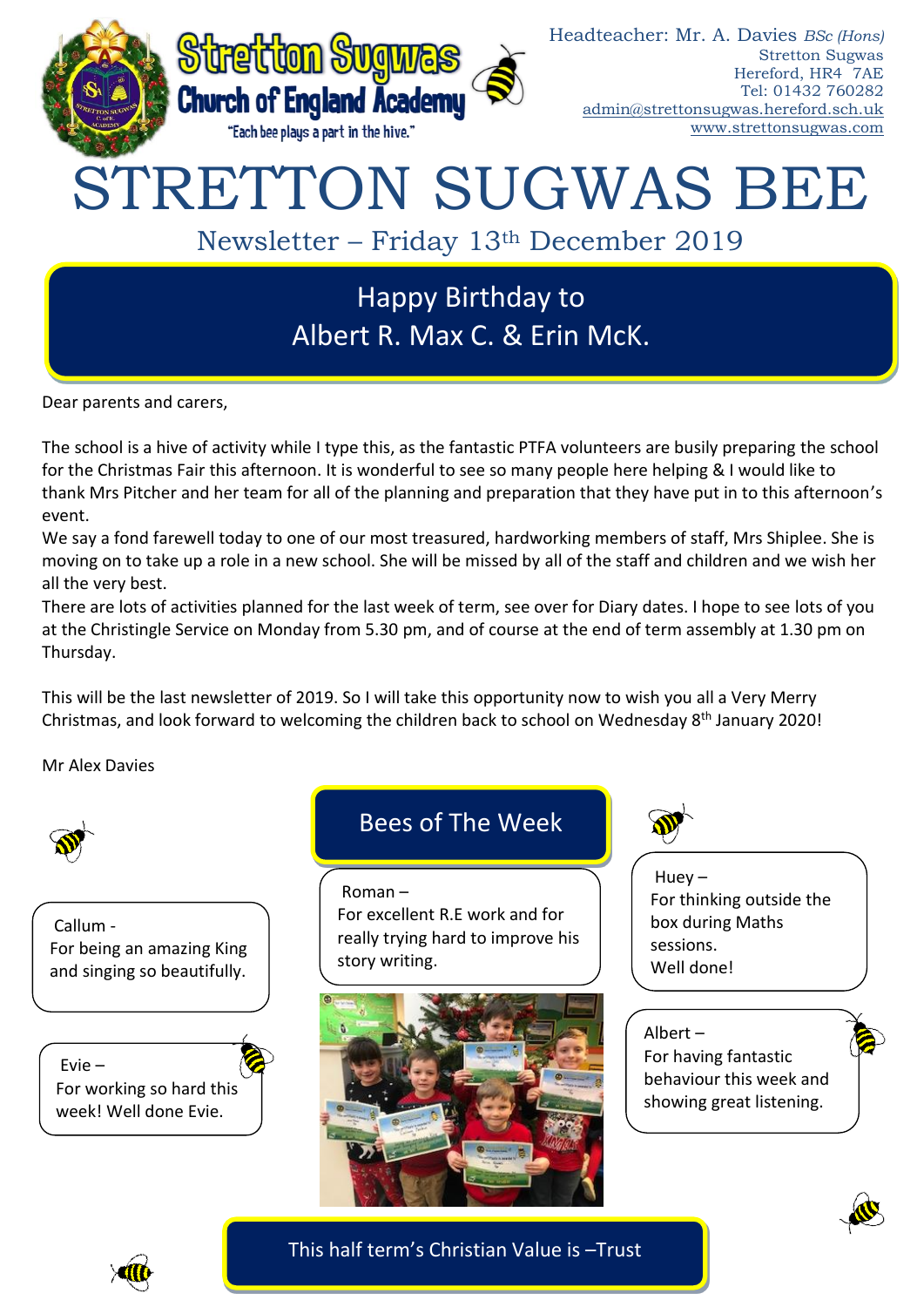**Stretton Sugwas Church of England Academy**

"Each bee plays a part in the hive."

Headteacher: Mr. A. Davies *BSc (Hons)*
Stretton Sugwas
Hereford, HR4 7AE
Tel: 01432 760282
admin@strettonsugwas.hereford.sch.uk
www.strettonsugwas.com

# STRETTON SUGWAS BEE

## Newsletter – Friday 13th December 2019

### Happy Birthday to Albert R. Max C. & Erin McK.

Dear parents and carers,

The school is a hive of activity while I type this, as the fantastic PTFA volunteers are busily preparing the school for the Christmas Fair this afternoon. It is wonderful to see so many people here helping & I would like to thank Mrs Pitcher and her team for all of the planning and preparation that they have put in to this afternoon's event.

We say a fond farewell today to one of our most treasured, hardworking members of staff, Mrs Shiplee. She is moving on to take up a role in a new school. She will be missed by all of the staff and children and we wish her all the very best.

There are lots of activities planned for the last week of term, see over for Diary dates. I hope to see lots of you at the Christingle Service on Monday from 5.30 pm, and of course at the end of term assembly at 1.30 pm on Thursday.

This will be the last newsletter of 2019. So I will take this opportunity now to wish you all a Very Merry Christmas, and look forward to welcoming the children back to school on Wednesday 8th January 2020!

Mr Alex Davies

### Bees of The Week

Callum - For being an amazing King and singing so beautifully.

Evie – For working so hard this week! Well done Evie.

Roman – For excellent R.E work and for really trying hard to improve his story writing.

Huey – For thinking outside the box during Maths sessions. Well done!

Albert – For having fantastic behaviour this week and showing great listening.

### This half term's Christian Value is –Trust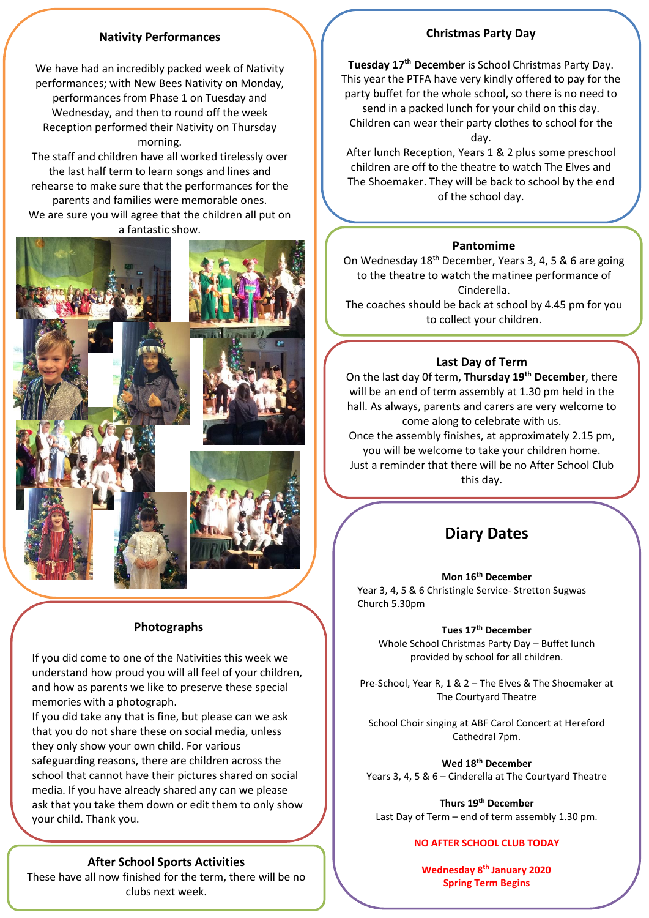## Nativity Performances

We have had an incredibly packed week of Nativity performances; with New Bees Nativity on Monday, performances from Phase 1 on Tuesday and Wednesday, and then to round off the week Reception performed their Nativity on Thursday morning.

The staff and children have all worked tirelessly over the last half term to learn songs and lines and rehearse to make sure that the performances for the parents and families were memorable ones.

We are sure you will agree that the children all put on a fantastic show.

## Photographs

If you did come to one of the Nativities this week we understand how proud you will all feel of your children, and how as parents we like to preserve these special memories with a photograph.

If you did take any that is fine, but please can we ask that you do not share these on social media, unless they only show your own child. For various safeguarding reasons, there are children across the school that cannot have their pictures shared on social media. If you have already shared any can we please ask that you take them down or edit them to only show your child. Thank you.

## After School Sports Activities

These have all now finished for the term, there will be no clubs next week.

## Christmas Party Day

**Tuesday 17th December** is School Christmas Party Day. This year the PTFA have very kindly offered to pay for the party buffet for the whole school, so there is no need to send in a packed lunch for your child on this day. Children can wear their party clothes to school for the day.

After lunch Reception, Years 1 & 2 plus some preschool children are off to the theatre to watch The Elves and The Shoemaker. They will be back to school by the end of the school day.

## Pantomime

On Wednesday 18th December, Years 3, 4, 5 & 6 are going to the theatre to watch the matinee performance of Cinderella.

The coaches should be back at school by 4.45 pm for you to collect your children.

## Last Day of Term

On the last day 0f term, **Thursday 19th December**, there will be an end of term assembly at 1.30 pm held in the hall. As always, parents and carers are very welcome to come along to celebrate with us.

Once the assembly finishes, at approximately 2.15 pm, you will be welcome to take your children home.

Just a reminder that there will be no After School Club this day.

## Diary Dates

**Mon 16th December**

Year 3, 4, 5 & 6 Christingle Service- Stretton Sugwas Church 5.30pm

**Tues 17th December**

Whole School Christmas Party Day – Buffet lunch provided by school for all children.

Pre-School, Year R, 1 & 2 – The Elves & The Shoemaker at The Courtyard Theatre

School Choir singing at ABF Carol Concert at Hereford Cathedral 7pm.

**Wed 18th December**

Years 3, 4, 5 & 6 – Cinderella at The Courtyard Theatre

**Thurs 19th December**

Last Day of Term – end of term assembly 1.30 pm.

**NO AFTER SCHOOL CLUB TODAY**

**Wednesday 8th January 2020**
**Spring Term Begins**